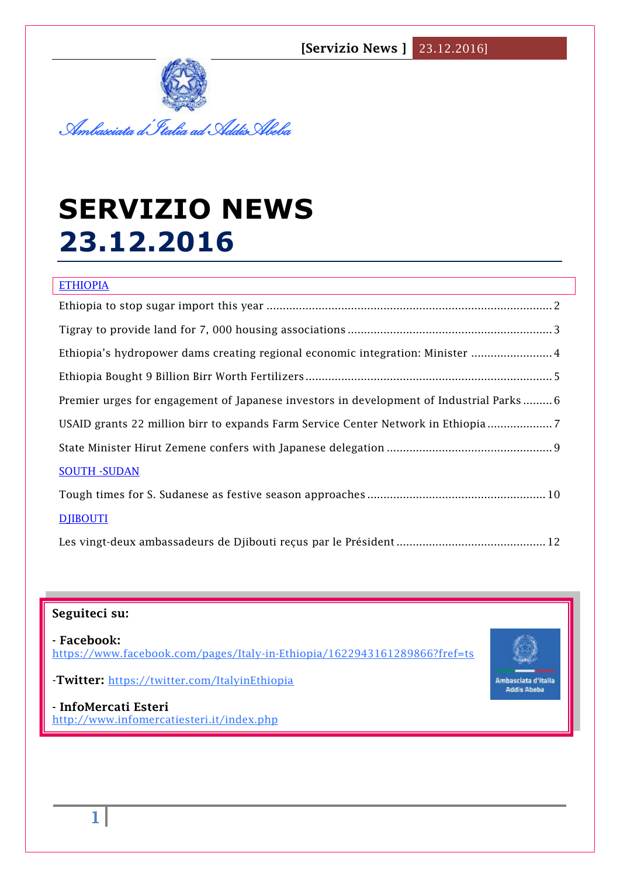Ambasciata d'Italia ad Addis Abeba

# SERVIZIO NEWS 23.12.2016

ETHIOPIA

Ethiopia to stop sugar import this year ........................................................................................ 2

Tigray to provide land for 7, 000 housing associations ............................................................... 3

Ethiopia's hydropower dams creating regional economic integration: Minister ......................... 4

Ethiopia Bought 9 Billion Birr Worth Fertilizers ............................................................................ 5

Premier urges for engagement of Japanese investors in development of Industrial Parks ......... 6

USAID grants 22 million birr to expands Farm Service Center Network in Ethiopia .................... 7

State Minister Hirut Zemene confers with Japanese delegation .................................................. 9

SOUTH -SUDAN

Tough times for S. Sudanese as festive season approaches ...................................................... 10

DJIBOUTI

Les vingt-deux ambassadeurs de Djibouti reçus par le Président ............................................. 12

**Seguiteci su:**

- **Facebook:**
https://www.facebook.com/pages/Italy-in-Ethiopia/1622943161289866?fref=ts

-**Twitter:** https://twitter.com/ItalyinEthiopia

- **InfoMercati Esteri**
http://www.infomercatiesteri.it/index.php

Ambasciata d'Italia Addis Abeba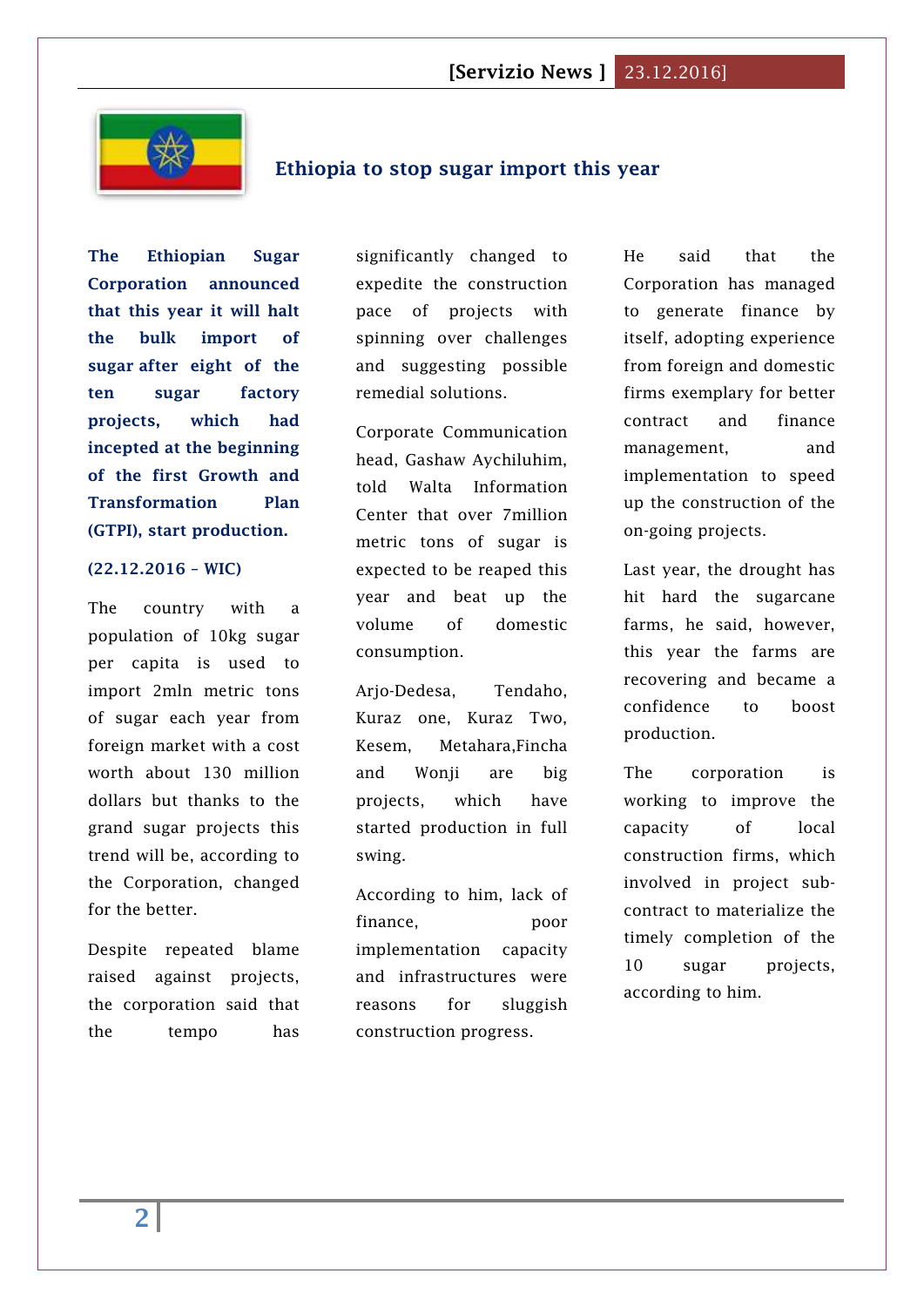# Ethiopia to stop sugar import this year

**The Ethiopian Sugar Corporation announced that this year it will halt the bulk import of sugar after eight of the ten sugar factory projects, which had incepted at the beginning of the first Growth and Transformation Plan (GTPI), start production.**

**(22.12.2016 – WIC)**

The country with a population of 10kg sugar per capita is used to import 2mln metric tons of sugar each year from foreign market with a cost worth about 130 million dollars but thanks to the grand sugar projects this trend will be, according to the Corporation, changed for the better.

Despite repeated blame raised against projects, the corporation said that the tempo has significantly changed to expedite the construction pace of projects with spinning over challenges and suggesting possible remedial solutions.

Corporate Communication head, Gashaw Aychiluhim, told Walta Information Center that over 7million metric tons of sugar is expected to be reaped this year and beat up the volume of domestic consumption.

Arjo-Dedesa, Tendaho, Kuraz one, Kuraz Two, Kesem, Metahara,Fincha and Wonji are big projects, which have started production in full swing.

According to him, lack of finance, poor implementation capacity and infrastructures were reasons for sluggish construction progress.

He said that the Corporation has managed to generate finance by itself, adopting experience from foreign and domestic firms exemplary for better contract and finance management, and implementation to speed up the construction of the on-going projects.

Last year, the drought has hit hard the sugarcane farms, he said, however, this year the farms are recovering and became a confidence to boost production.

The corporation is working to improve the capacity of local construction firms, which involved in project sub-contract to materialize the timely completion of the 10 sugar projects, according to him.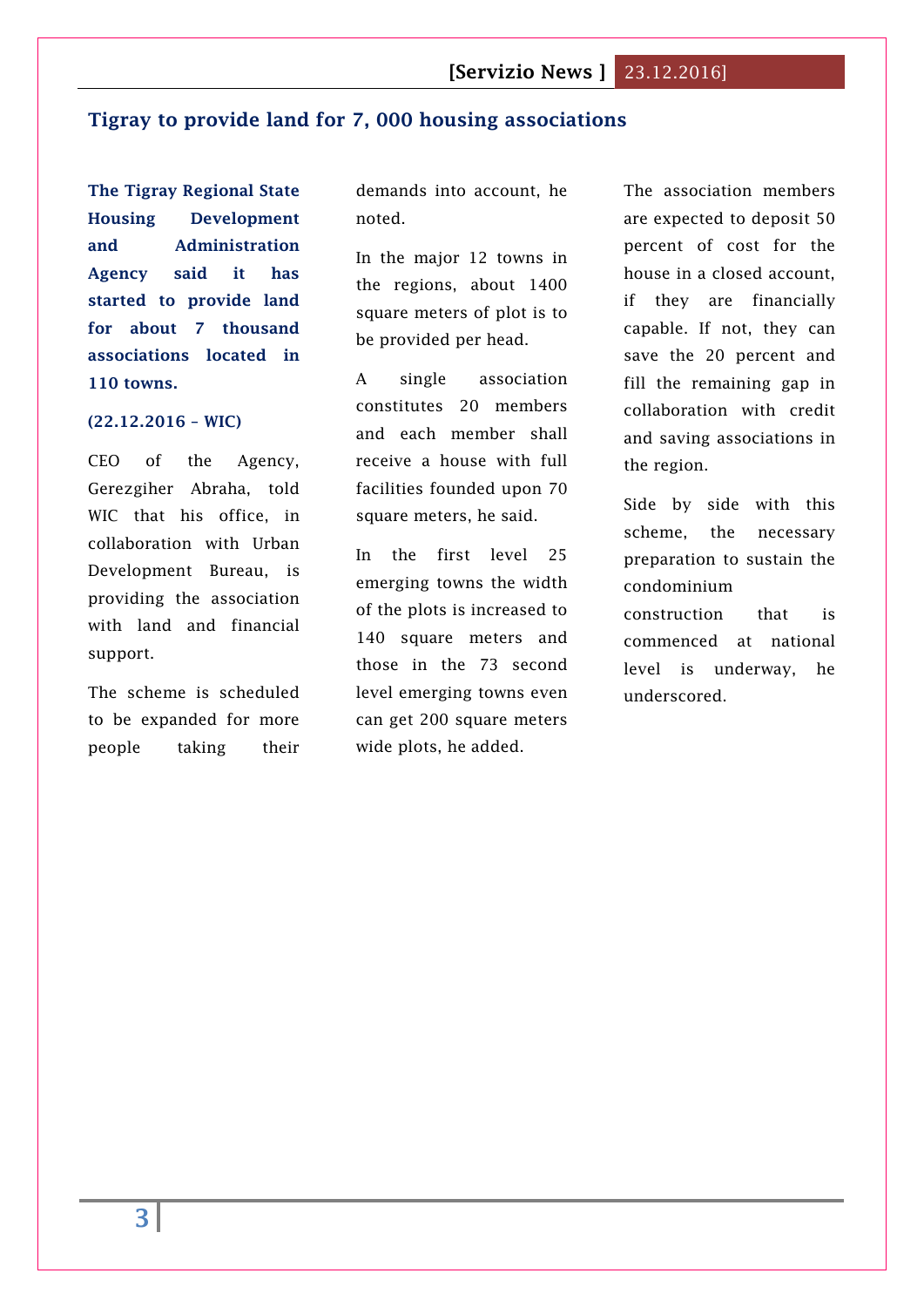## Tigray to provide land for 7, 000 housing associations

**The Tigray Regional State Housing Development and Administration Agency said it has started to provide land for about 7 thousand associations located in 110 towns.**

**(22.12.2016 – WIC)**

CEO of the Agency, Gerezgiher Abraha, told WIC that his office, in collaboration with Urban Development Bureau, is providing the association with land and financial support.

The scheme is scheduled to be expanded for more people taking their demands into account, he noted.

In the major 12 towns in the regions, about 1400 square meters of plot is to be provided per head.

A single association constitutes 20 members and each member shall receive a house with full facilities founded upon 70 square meters, he said.

In the first level 25 emerging towns the width of the plots is increased to 140 square meters and those in the 73 second level emerging towns even can get 200 square meters wide plots, he added.

The association members are expected to deposit 50 percent of cost for the house in a closed account, if they are financially capable. If not, they can save the 20 percent and fill the remaining gap in collaboration with credit and saving associations in the region.

Side by side with this scheme, the necessary preparation to sustain the condominium construction that is commenced at national level is underway, he underscored.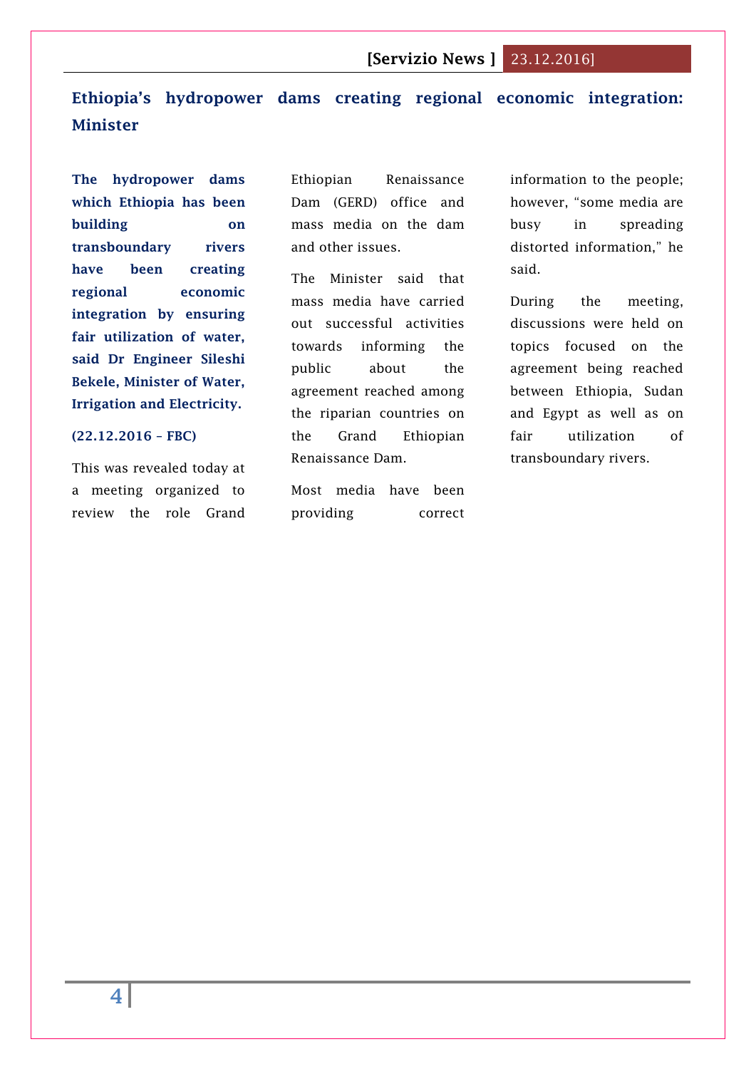# Ethiopia's hydropower dams creating regional economic integration: Minister

**The hydropower dams which Ethiopia has been building on transboundary rivers have been creating regional economic integration by ensuring fair utilization of water, said Dr Engineer Sileshi Bekele, Minister of Water, Irrigation and Electricity.**

**(22.12.2016 – FBC)**

This was revealed today at a meeting organized to review the role Grand Ethiopian Renaissance Dam (GERD) office and mass media on the dam and other issues.

The Minister said that mass media have carried out successful activities towards informing the public about the agreement reached among the riparian countries on the Grand Ethiopian Renaissance Dam.

Most media have been providing correct information to the people; however, "some media are busy in spreading distorted information," he said.

During the meeting, discussions were held on topics focused on the agreement being reached between Ethiopia, Sudan and Egypt as well as on fair utilization of transboundary rivers.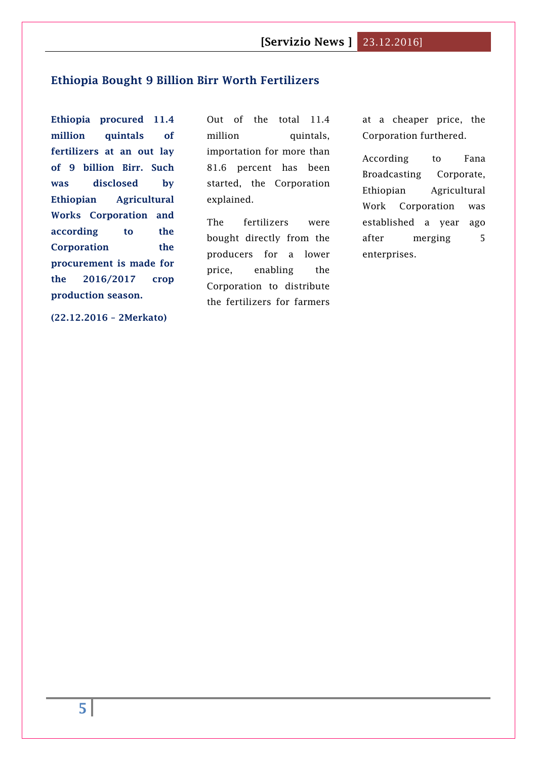## Ethiopia Bought 9 Billion Birr Worth Fertilizers

**Ethiopia procured 11.4 million quintals of fertilizers at an out lay of 9 billion Birr. Such was disclosed by Ethiopian Agricultural Works Corporation and according to the Corporation the procurement is made for the 2016/2017 crop production season.**

**(22.12.2016 – 2Merkato)**

Out of the total 11.4 million quintals, importation for more than 81.6 percent has been started, the Corporation explained.

The fertilizers were bought directly from the producers for a lower price, enabling the Corporation to distribute the fertilizers for farmers at a cheaper price, the Corporation furthered.

According to Fana Broadcasting Corporate, Ethiopian Agricultural Work Corporation was established a year ago after merging 5 enterprises.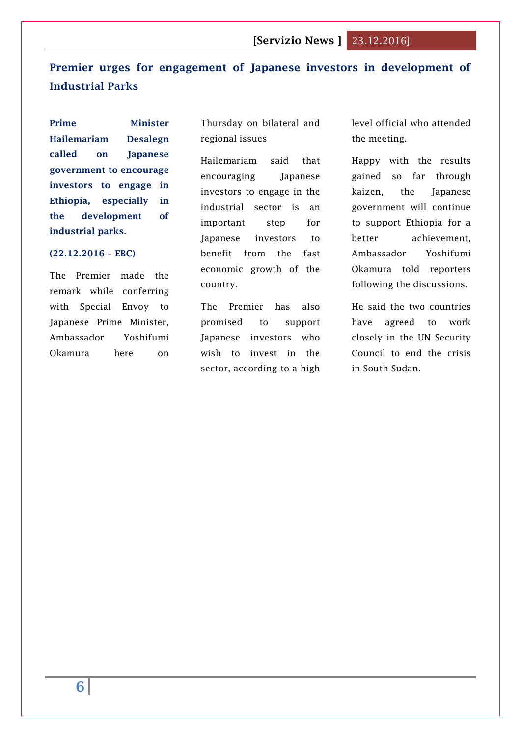## Premier urges for engagement of Japanese investors in development of Industrial Parks

**Prime Minister Hailemariam Desalegn called on Japanese government to encourage investors to engage in Ethiopia, especially in the development of industrial parks.**

**(22.12.2016 – EBC)**

The Premier made the remark while conferring with Special Envoy to Japanese Prime Minister, Ambassador Yoshifumi Okamura here on Thursday on bilateral and regional issues

Hailemariam said that encouraging Japanese investors to engage in the industrial sector is an important step for Japanese investors to benefit from the fast economic growth of the country.

The Premier has also promised to support Japanese investors who wish to invest in the sector, according to a high level official who attended the meeting.

Happy with the results gained so far through kaizen, the Japanese government will continue to support Ethiopia for a better achievement, Ambassador Yoshifumi Okamura told reporters following the discussions.

He said the two countries have agreed to work closely in the UN Security Council to end the crisis in South Sudan.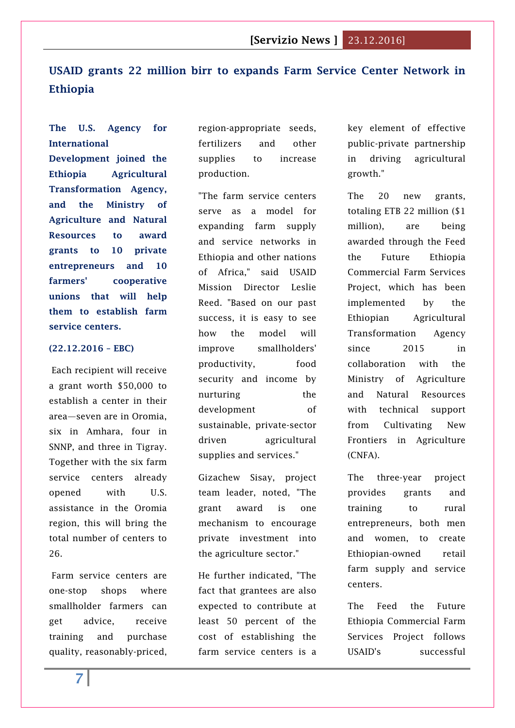## USAID grants 22 million birr to expands Farm Service Center Network in Ethiopia

**The U.S. Agency for International Development joined the Ethiopia Agricultural Transformation Agency, and the Ministry of Agriculture and Natural Resources to award grants to 10 private entrepreneurs and 10 farmers' cooperative unions that will help them to establish farm service centers.**

**(22.12.2016 – EBC)**

Each recipient will receive a grant worth $50,000 to establish a center in their area—seven are in Oromia, six in Amhara, four in SNNP, and three in Tigray. Together with the six farm service centers already opened with U.S. assistance in the Oromia region, this will bring the total number of centers to 26.

Farm service centers are one-stop shops where smallholder farmers can get advice, receive training and purchase quality, reasonably-priced, region-appropriate seeds, fertilizers and other supplies to increase production.

"The farm service centers serve as a model for expanding farm supply and service networks in Ethiopia and other nations of Africa," said USAID Mission Director Leslie Reed. "Based on our past success, it is easy to see how the model will improve smallholders' productivity, food security and income by nurturing the development of sustainable, private-sector driven agricultural supplies and services."

Gizachew Sisay, project team leader, noted, "The grant award is one mechanism to encourage private investment into the agriculture sector."

He further indicated, "The fact that grantees are also expected to contribute at least 50 percent of the cost of establishing the farm service centers is a key element of effective public-private partnership in driving agricultural growth."

The 20 new grants, totaling ETB 22 million ($1 million), are being awarded through the Feed the Future Ethiopia Commercial Farm Services Project, which has been implemented by the Ethiopian Agricultural Transformation Agency since 2015 in collaboration with the Ministry of Agriculture and Natural Resources with technical support from Cultivating New Frontiers in Agriculture (CNFA).

The three-year project provides grants and training to rural entrepreneurs, both men and women, to create Ethiopian-owned retail farm supply and service centers.

The Feed the Future Ethiopia Commercial Farm Services Project follows USAID's successful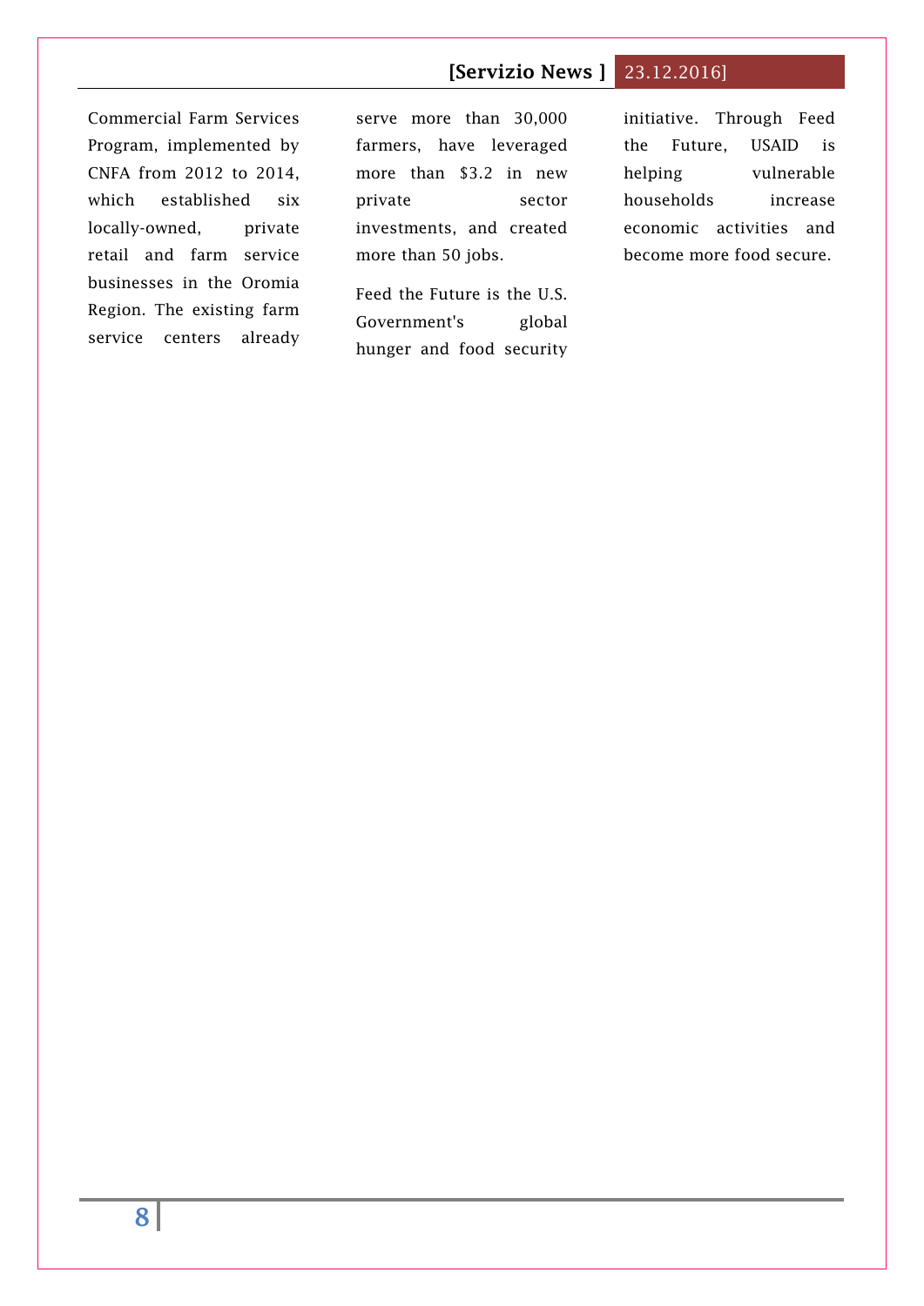Commercial Farm Services Program, implemented by CNFA from 2012 to 2014, which established six locally-owned, private retail and farm service businesses in the Oromia Region. The existing farm service centers already serve more than 30,000 farmers, have leveraged more than $3.2 in new private sector investments, and created more than 50 jobs.

Feed the Future is the U.S. Government's global hunger and food security initiative. Through Feed the Future, USAID is helping vulnerable households increase economic activities and become more food secure.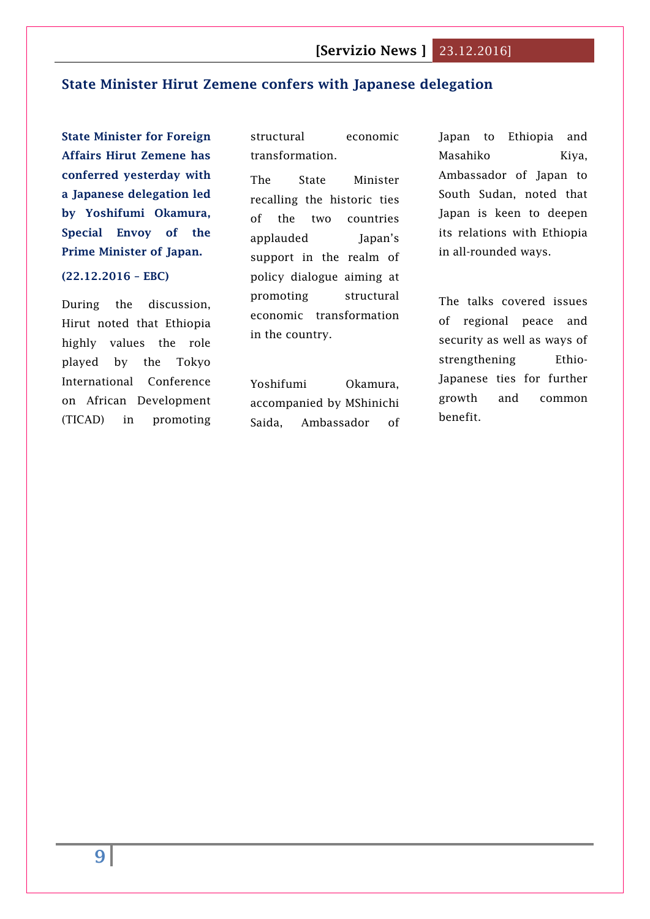## State Minister Hirut Zemene confers with Japanese delegation

**State Minister for Foreign Affairs Hirut Zemene has conferred yesterday with a Japanese delegation led by Yoshifumi Okamura, Special Envoy of the Prime Minister of Japan.**

**(22.12.2016 – EBC)**

During the discussion, Hirut noted that Ethiopia highly values the role played by the Tokyo International Conference on African Development (TICAD) in promoting structural economic transformation.

The State Minister recalling the historic ties of the two countries applauded Japan's support in the realm of policy dialogue aiming at promoting structural economic transformation in the country.

Yoshifumi Okamura, accompanied by MShinichi Saida, Ambassador of Japan to Ethiopia and Masahiko Kiya, Ambassador of Japan to South Sudan, noted that Japan is keen to deepen its relations with Ethiopia in all-rounded ways.

The talks covered issues of regional peace and security as well as ways of strengthening Ethio-Japanese ties for further growth and common benefit.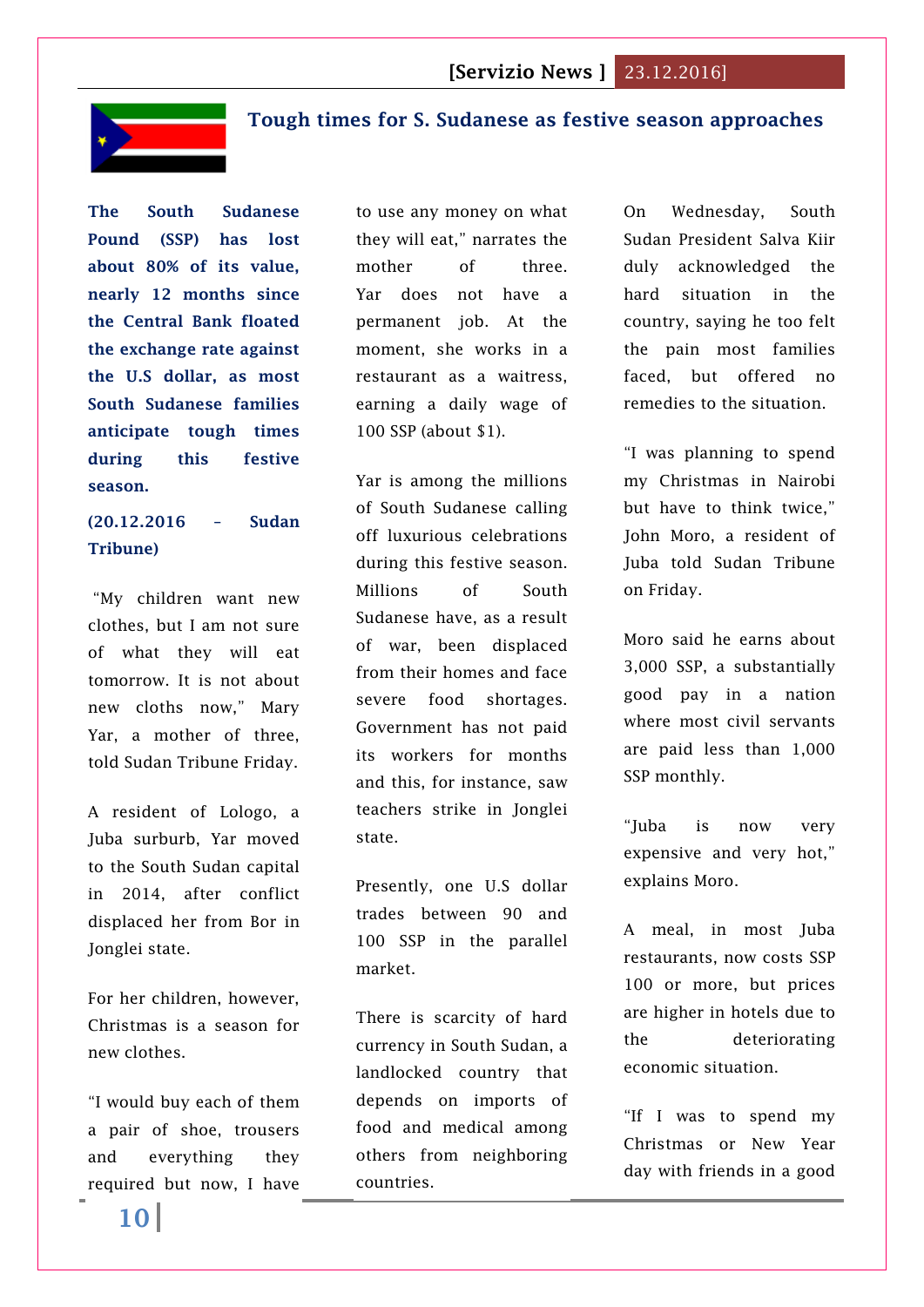## Tough times for S. Sudanese as festive season approaches

**The South Sudanese Pound (SSP) has lost about 80% of its value, nearly 12 months since the Central Bank floated the exchange rate against the U.S dollar, as most South Sudanese families anticipate tough times during this festive season.**

**(20.12.2016 – Sudan Tribune)**

"My children want new clothes, but I am not sure of what they will eat tomorrow. It is not about new cloths now," Mary Yar, a mother of three, told Sudan Tribune Friday.

A resident of Lologo, a Juba surburb, Yar moved to the South Sudan capital in 2014, after conflict displaced her from Bor in Jonglei state.

For her children, however, Christmas is a season for new clothes.

"I would buy each of them a pair of shoe, trousers and everything they required but now, I have to use any money on what they will eat," narrates the mother of three. Yar does not have a permanent job. At the moment, she works in a restaurant as a waitress, earning a daily wage of 100 SSP (about $1).

Yar is among the millions of South Sudanese calling off luxurious celebrations during this festive season. Millions of South Sudanese have, as a result of war, been displaced from their homes and face severe food shortages. Government has not paid its workers for months and this, for instance, saw teachers strike in Jonglei state.

Presently, one U.S dollar trades between 90 and 100 SSP in the parallel market.

There is scarcity of hard currency in South Sudan, a landlocked country that depends on imports of food and medical among others from neighboring countries.

On Wednesday, South Sudan President Salva Kiir duly acknowledged the hard situation in the country, saying he too felt the pain most families faced, but offered no remedies to the situation.

"I was planning to spend my Christmas in Nairobi but have to think twice," John Moro, a resident of Juba told Sudan Tribune on Friday.

Moro said he earns about 3,000 SSP, a substantially good pay in a nation where most civil servants are paid less than 1,000 SSP monthly.

"Juba is now very expensive and very hot," explains Moro.

A meal, in most Juba restaurants, now costs SSP 100 or more, but prices are higher in hotels due to the deteriorating economic situation.

"If I was to spend my Christmas or New Year day with friends in a good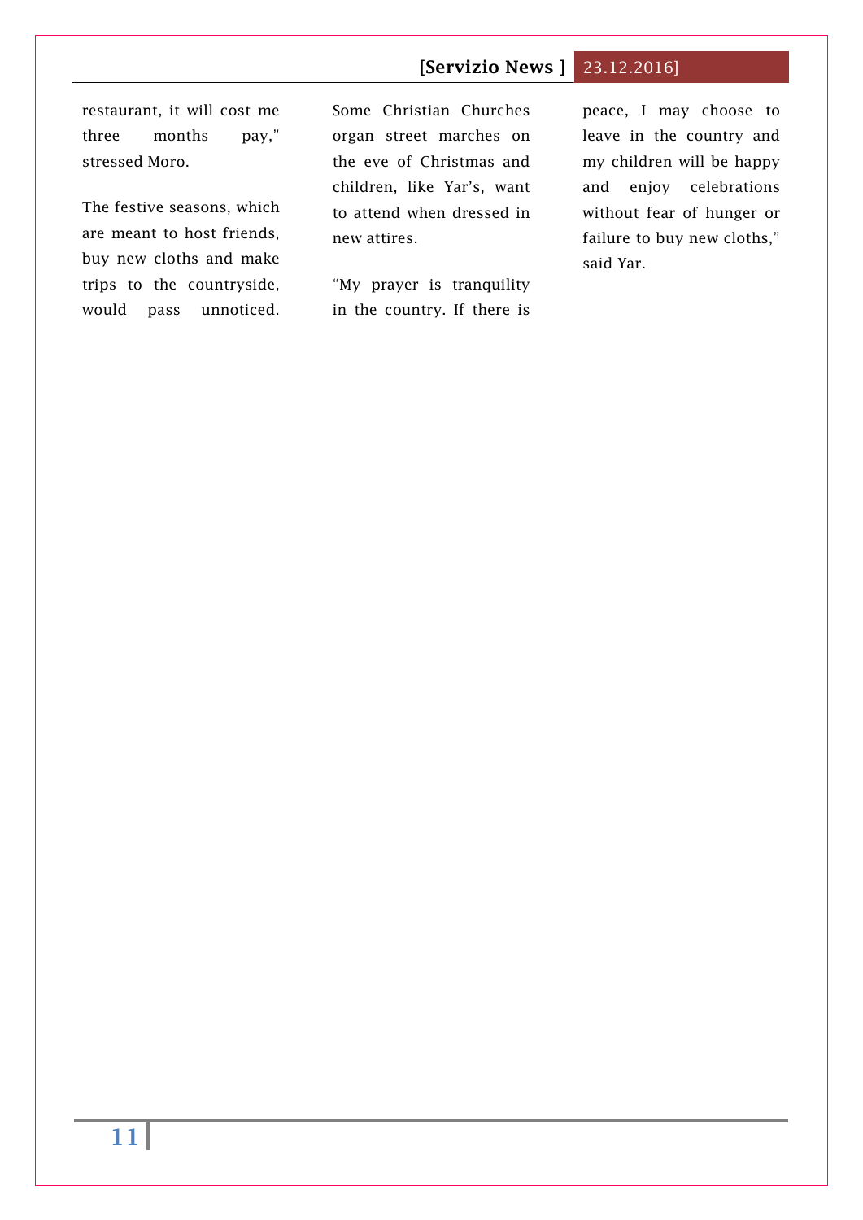restaurant, it will cost me three months pay," stressed Moro.

The festive seasons, which are meant to host friends, buy new cloths and make trips to the countryside, would pass unnoticed. Some Christian Churches organ street marches on the eve of Christmas and children, like Yar's, want to attend when dressed in new attires.

"My prayer is tranquility in the country. If there is peace, I may choose to leave in the country and my children will be happy and enjoy celebrations without fear of hunger or failure to buy new cloths," said Yar.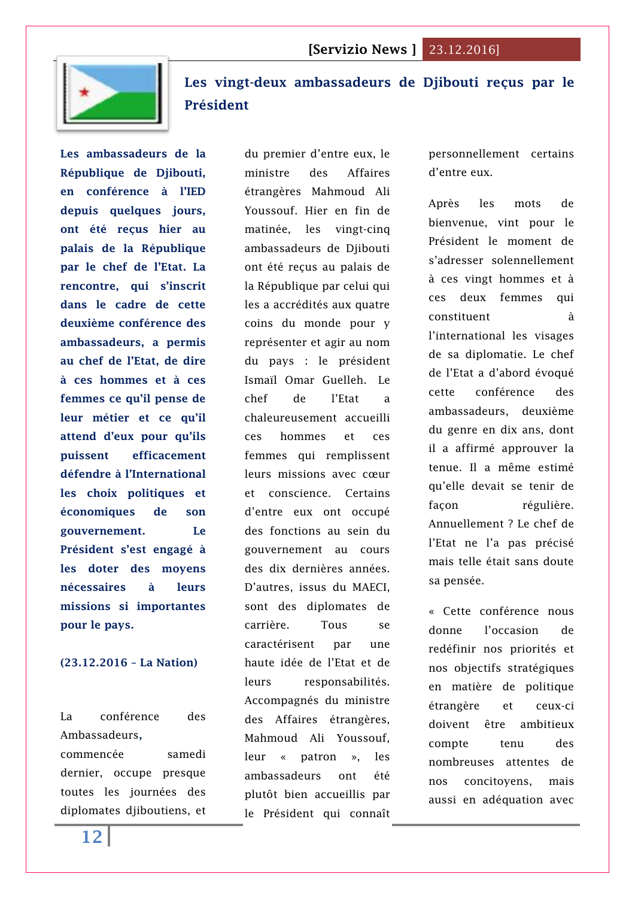## Les vingt-deux ambassadeurs de Djibouti reçus par le Président

**Les ambassadeurs de la République de Djibouti, en conférence à l'IED depuis quelques jours, ont été reçus hier au palais de la République par le chef de l'Etat. La rencontre, qui s'inscrit dans le cadre de cette deuxième conférence des ambassadeurs, a permis au chef de l'Etat, de dire à ces hommes et à ces femmes ce qu'il pense de leur métier et ce qu'il attend d'eux pour qu'ils puissent efficacement défendre à l'International les choix politiques et économiques de son gouvernement. Le Président s'est engagé à les doter des moyens nécessaires à leurs missions si importantes pour le pays.**

**(23.12.2016 – La Nation)**

La conférence des Ambassadeurs**,** commencée samedi dernier, occupe presque toutes les journées des diplomates djiboutiens, et du premier d'entre eux, le ministre des Affaires étrangères Mahmoud Ali Youssouf. Hier en fin de matinée, les vingt-cinq ambassadeurs de Djibouti ont été reçus au palais de la République par celui qui les a accrédités aux quatre coins du monde pour y représenter et agir au nom du pays : le président Ismaïl Omar Guelleh. Le chef de l'Etat a chaleureusement accueilli ces hommes et ces femmes qui remplissent leurs missions avec cœur et conscience. Certains d'entre eux ont occupé des fonctions au sein du gouvernement au cours des dix dernières années. D'autres, issus du MAECI, sont des diplomates de carrière. Tous se caractérisent par une haute idée de l'Etat et de leurs responsabilités. Accompagnés du ministre des Affaires étrangères, Mahmoud Ali Youssouf, leur « patron », les ambassadeurs ont été plutôt bien accueillis par le Président qui connaît personnellement certains d'entre eux.

Après les mots de bienvenue, vint pour le Président le moment de s'adresser solennellement à ces vingt hommes et à ces deux femmes qui constituent à l'international les visages de sa diplomatie. Le chef de l'Etat a d'abord évoqué cette conférence des ambassadeurs, deuxième du genre en dix ans, dont il a affirmé approuver la tenue. Il a même estimé qu'elle devait se tenir de façon régulière. Annuellement ? Le chef de l'Etat ne l'a pas précisé mais telle était sans doute sa pensée.

« Cette conférence nous donne l'occasion de redéfinir nos priorités et nos objectifs stratégiques en matière de politique étrangère et ceux-ci doivent être ambitieux compte tenu des nombreuses attentes de nos concitoyens, mais aussi en adéquation avec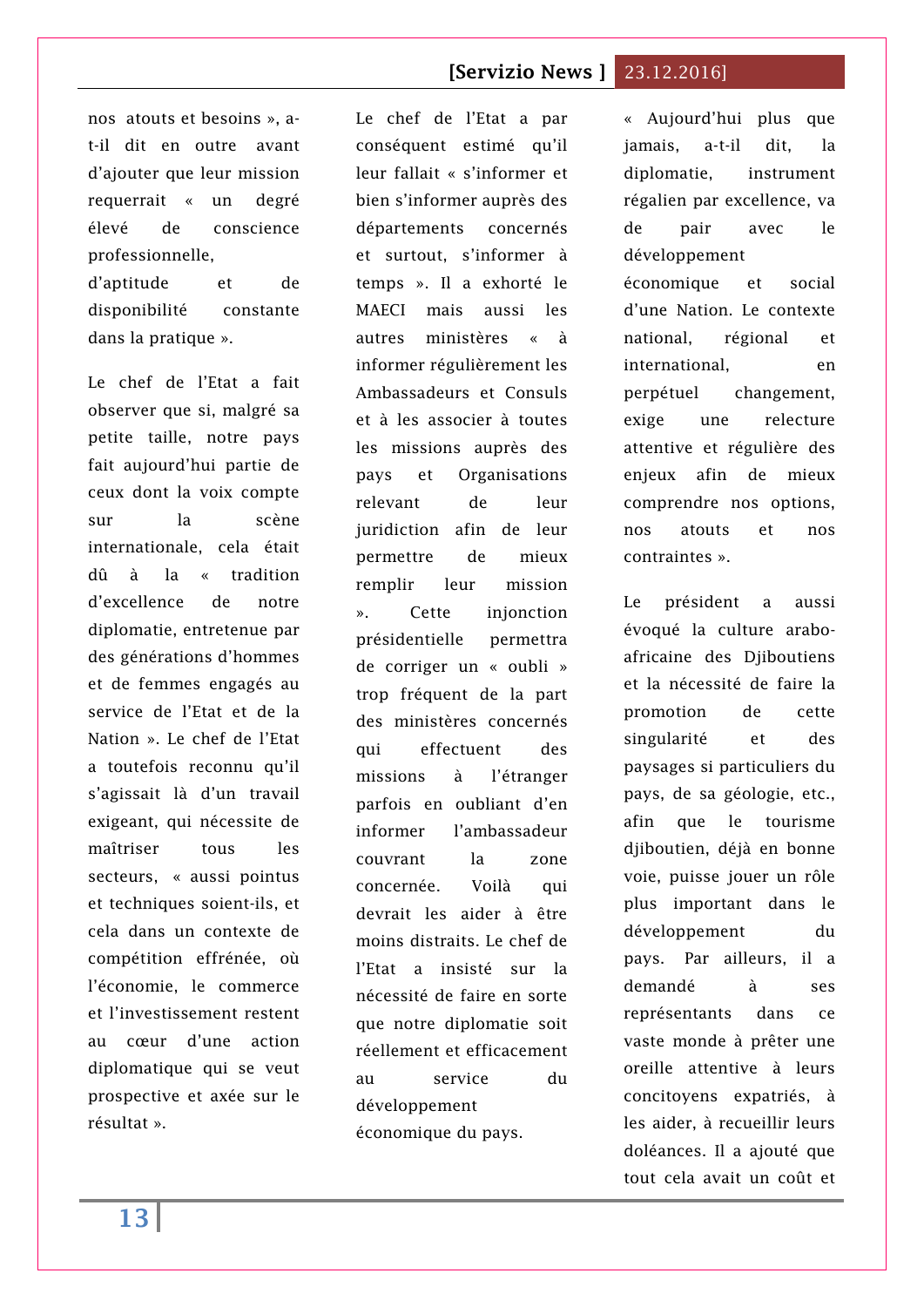nos atouts et besoins », a-t-il dit en outre avant d'ajouter que leur mission requerrait « un degré élevé de conscience professionnelle, d'aptitude et de disponibilité constante dans la pratique ».

Le chef de l'Etat a fait observer que si, malgré sa petite taille, notre pays fait aujourd'hui partie de ceux dont la voix compte sur la scène internationale, cela était dû à la « tradition d'excellence de notre diplomatie, entretenue par des générations d'hommes et de femmes engagés au service de l'Etat et de la Nation ». Le chef de l'Etat a toutefois reconnu qu'il s'agissait là d'un travail exigeant, qui nécessite de maîtriser tous les secteurs, « aussi pointus et techniques soient-ils, et cela dans un contexte de compétition effrénée, où l'économie, le commerce et l'investissement restent au cœur d'une action diplomatique qui se veut prospective et axée sur le résultat ».

Le chef de l'Etat a par conséquent estimé qu'il leur fallait « s'informer et bien s'informer auprès des départements concernés et surtout, s'informer à temps ». Il a exhorté le MAECI mais aussi les autres ministères « à informer régulièrement les Ambassadeurs et Consuls et à les associer à toutes les missions auprès des pays et Organisations relevant de leur juridiction afin de leur permettre de mieux remplir leur mission ». Cette injonction présidentielle permettra de corriger un « oubli » trop fréquent de la part des ministères concernés qui effectuent des missions à l'étranger parfois en oubliant d'en informer l'ambassadeur couvrant la zone concernée. Voilà qui devrait les aider à être moins distraits. Le chef de l'Etat a insisté sur la nécessité de faire en sorte que notre diplomatie soit réellement et efficacement au service du développement économique du pays.

« Aujourd'hui plus que jamais, a-t-il dit, la diplomatie, instrument régalien par excellence, va de pair avec le développement économique et social d'une Nation. Le contexte national, régional et international, en perpétuel changement, exige une relecture attentive et régulière des enjeux afin de mieux comprendre nos options, nos atouts et nos contraintes ».

Le président a aussi évoqué la culture arabo-africaine des Djiboutiens et la nécessité de faire la promotion de cette singularité et des paysages si particuliers du pays, de sa géologie, etc., afin que le tourisme djiboutien, déjà en bonne voie, puisse jouer un rôle plus important dans le développement du pays. Par ailleurs, il a demandé à ses représentants dans ce vaste monde à prêter une oreille attentive à leurs concitoyens expatriés, à les aider, à recueillir leurs doléances. Il a ajouté que tout cela avait un coût et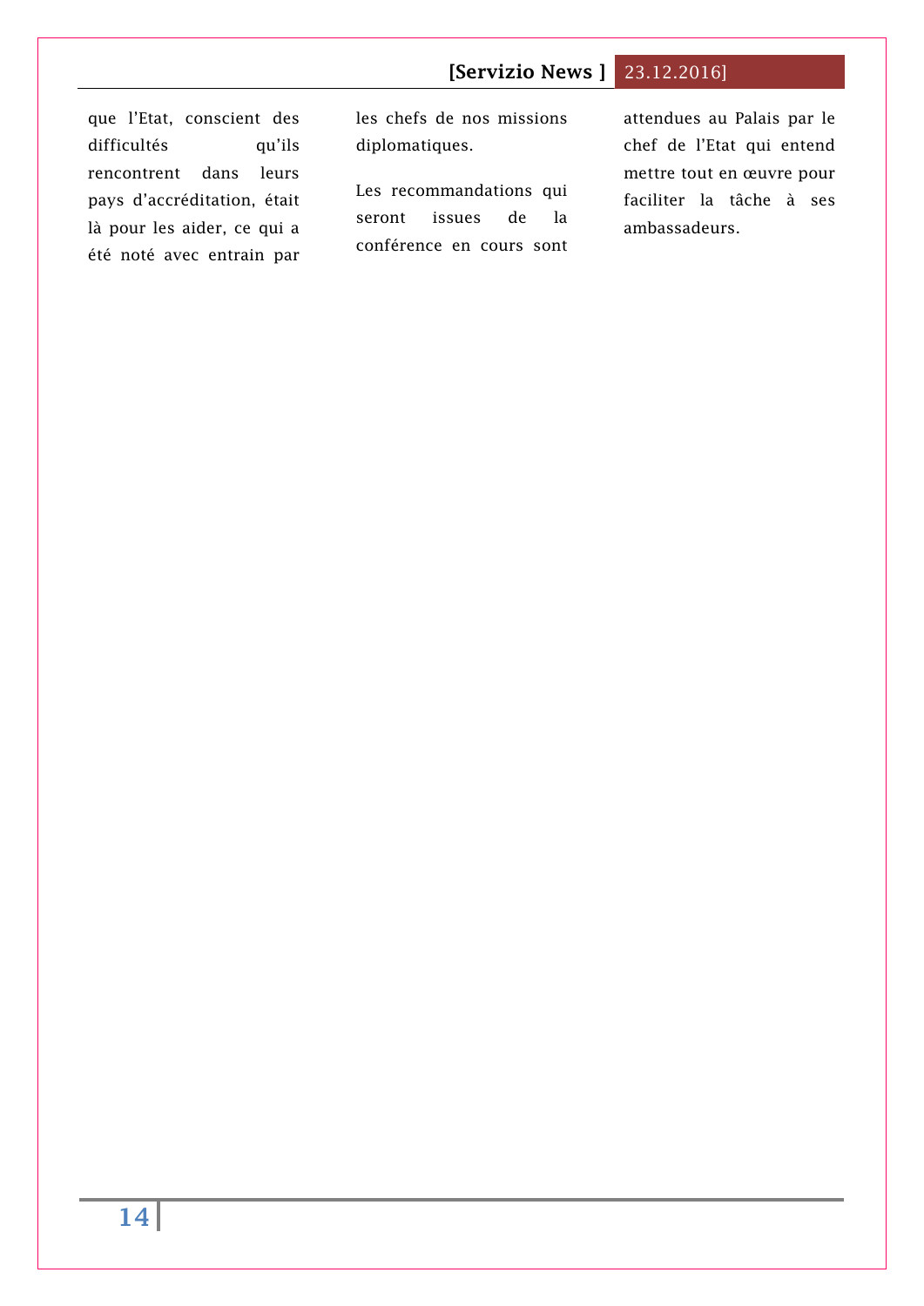que l'Etat, conscient des difficultés qu'ils rencontrent dans leurs pays d'accréditation, était là pour les aider, ce qui a été noté avec entrain par les chefs de nos missions diplomatiques.

Les recommandations qui seront issues de la conférence en cours sont attendues au Palais par le chef de l'Etat qui entend mettre tout en œuvre pour faciliter la tâche à ses ambassadeurs.